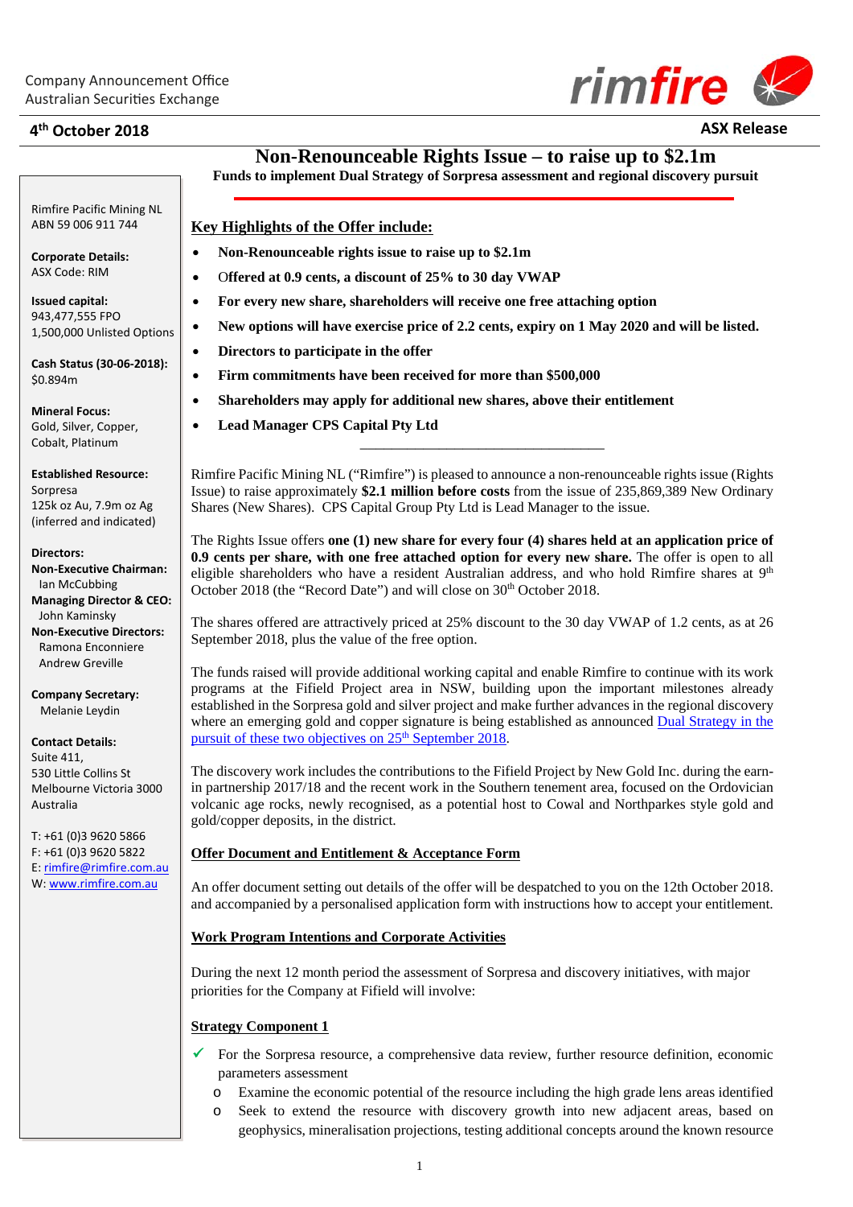Company Announcement Office
Australian Securities Exchange

**4th October 2018**

**ASX Release**

# Non-Renounceable Rights Issue – to raise up to $2.1m

**Funds to implement Dual Strategy of Sorpresa assessment and regional discovery pursuit**

Rimfire Pacific Mining NL
ABN 59 006 911 744

**Corporate Details:**
ASX Code: RIM

**Issued capital:**
943,477,555 FPO
1,500,000 Unlisted Options

**Cash Status (30-06-2018):**
$0.894m

**Mineral Focus:**
Gold, Silver, Copper, Cobalt, Platinum

**Established Resource:**
Sorpresa
125k oz Au, 7.9m oz Ag
(inferred and indicated)

**Directors:**
**Non-Executive Chairman:** Ian McCubbing
**Managing Director & CEO:** John Kaminsky
**Non-Executive Directors:** Ramona Enconniere, Andrew Greville

**Company Secretary:**
Melanie Leydin

**Contact Details:**
Suite 411,
530 Little Collins St
Melbourne Victoria 3000
Australia

T: +61 (0)3 9620 5866
F: +61 (0)3 9620 5822
E: rimfire@rimfire.com.au
W: www.rimfire.com.au

## Key Highlights of the Offer include:

- **Non-Renounceable rights issue to raise up to $2.1m**
- **Offered at 0.9 cents, a discount of 25% to 30 day VWAP**
- **For every new share, shareholders will receive one free attaching option**
- **New options will have exercise price of 2.2 cents, expiry on 1 May 2020 and will be listed.**
- **Directors to participate in the offer**
- **Firm commitments have been received for more than $500,000**
- **Shareholders may apply for additional new shares, above their entitlement**
- **Lead Manager CPS Capital Pty Ltd**

---

Rimfire Pacific Mining NL ("Rimfire") is pleased to announce a non-renounceable rights issue (Rights Issue) to raise approximately **$2.1 million before costs** from the issue of 235,869,389 New Ordinary Shares (New Shares). CPS Capital Group Pty Ltd is Lead Manager to the issue.

The Rights Issue offers **one (1) new share for every four (4) shares held at an application price of 0.9 cents per share, with one free attached option for every new share.** The offer is open to all eligible shareholders who have a resident Australian address, and who hold Rimfire shares at 9th October 2018 (the "Record Date") and will close on 30th October 2018.

The shares offered are attractively priced at 25% discount to the 30 day VWAP of 1.2 cents, as at 26 September 2018, plus the value of the free option.

The funds raised will provide additional working capital and enable Rimfire to continue with its work programs at the Fifield Project area in NSW, building upon the important milestones already established in the Sorpresa gold and silver project and make further advances in the regional discovery where an emerging gold and copper signature is being established as announced Dual Strategy in the pursuit of these two objectives on 25th September 2018.

The discovery work includes the contributions to the Fifield Project by New Gold Inc. during the earn-in partnership 2017/18 and the recent work in the Southern tenement area, focused on the Ordovician volcanic age rocks, newly recognised, as a potential host to Cowal and Northparkes style gold and gold/copper deposits, in the district.

## Offer Document and Entitlement & Acceptance Form

An offer document setting out details of the offer will be despatched to you on the 12th October 2018. and accompanied by a personalised application form with instructions how to accept your entitlement.

## Work Program Intentions and Corporate Activities

During the next 12 month period the assessment of Sorpresa and discovery initiatives, with major priorities for the Company at Fifield will involve:

### Strategy Component 1

- ✓ For the Sorpresa resource, a comprehensive data review, further resource definition, economic parameters assessment
  - Examine the economic potential of the resource including the high grade lens areas identified
  - Seek to extend the resource with discovery growth into new adjacent areas, based on geophysics, mineralisation projections, testing additional concepts around the known resource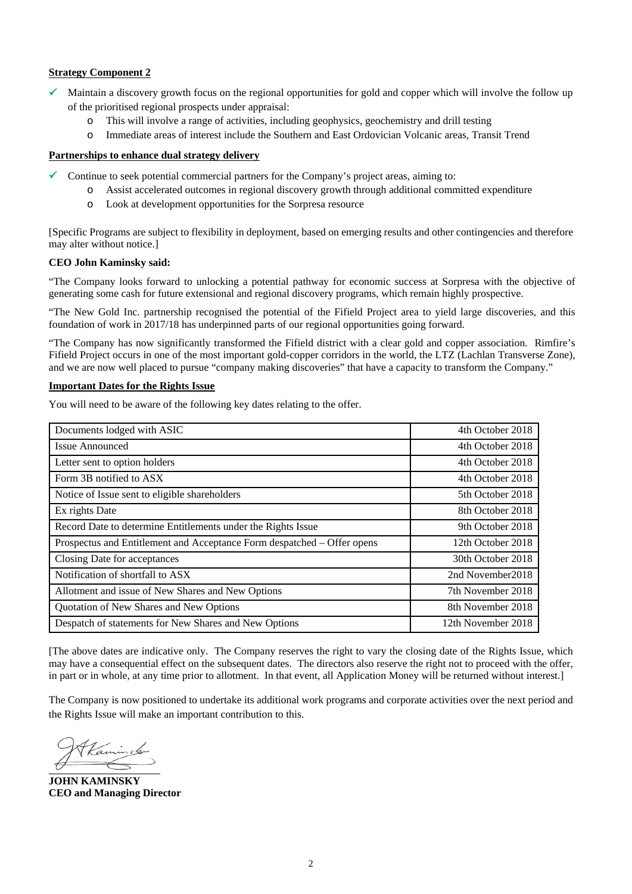**Strategy Component 2**

- ✓ Maintain a discovery growth focus on the regional opportunities for gold and copper which will involve the follow up of the prioritised regional prospects under appraisal:
  - This will involve a range of activities, including geophysics, geochemistry and drill testing
  - Immediate areas of interest include the Southern and East Ordovician Volcanic areas, Transit Trend

**Partnerships to enhance dual strategy delivery**

- ✓ Continue to seek potential commercial partners for the Company's project areas, aiming to:
  - Assist accelerated outcomes in regional discovery growth through additional committed expenditure
  - Look at development opportunities for the Sorpresa resource

[Specific Programs are subject to flexibility in deployment, based on emerging results and other contingencies and therefore may alter without notice.]

**CEO John Kaminsky said:**

"The Company looks forward to unlocking a potential pathway for economic success at Sorpresa with the objective of generating some cash for future extensional and regional discovery programs, which remain highly prospective.

"The New Gold Inc. partnership recognised the potential of the Fifield Project area to yield large discoveries, and this foundation of work in 2017/18 has underpinned parts of our regional opportunities going forward.

"The Company has now significantly transformed the Fifield district with a clear gold and copper association. Rimfire's Fifield Project occurs in one of the most important gold-copper corridors in the world, the LTZ (Lachlan Transverse Zone), and we are now well placed to pursue "company making discoveries" that have a capacity to transform the Company."

**Important Dates for the Rights Issue**

You will need to be aware of the following key dates relating to the offer.

| | |
|---|---|
| Documents lodged with ASIC | 4th October 2018 |
| Issue Announced | 4th October 2018 |
| Letter sent to option holders | 4th October 2018 |
| Form 3B notified to ASX | 4th October 2018 |
| Notice of Issue sent to eligible shareholders | 5th October 2018 |
| Ex rights Date | 8th October 2018 |
| Record Date to determine Entitlements under the Rights Issue | 9th October 2018 |
| Prospectus and Entitlement and Acceptance Form despatched – Offer opens | 12th October 2018 |
| Closing Date for acceptances | 30th October 2018 |
| Notification of shortfall to ASX | 2nd November2018 |
| Allotment and issue of New Shares and New Options | 7th November 2018 |
| Quotation of New Shares and New Options | 8th November 2018 |
| Despatch of statements for New Shares and New Options | 12th November 2018 |

[The above dates are indicative only. The Company reserves the right to vary the closing date of the Rights Issue, which may have a consequential effect on the subsequent dates. The directors also reserve the right not to proceed with the offer, in part or in whole, at any time prior to allotment. In that event, all Application Money will be returned without interest.]

The Company is now positioned to undertake its additional work programs and corporate activities over the next period and the Rights Issue will make an important contribution to this.

**JOHN KAMINSKY**
**CEO and Managing Director**